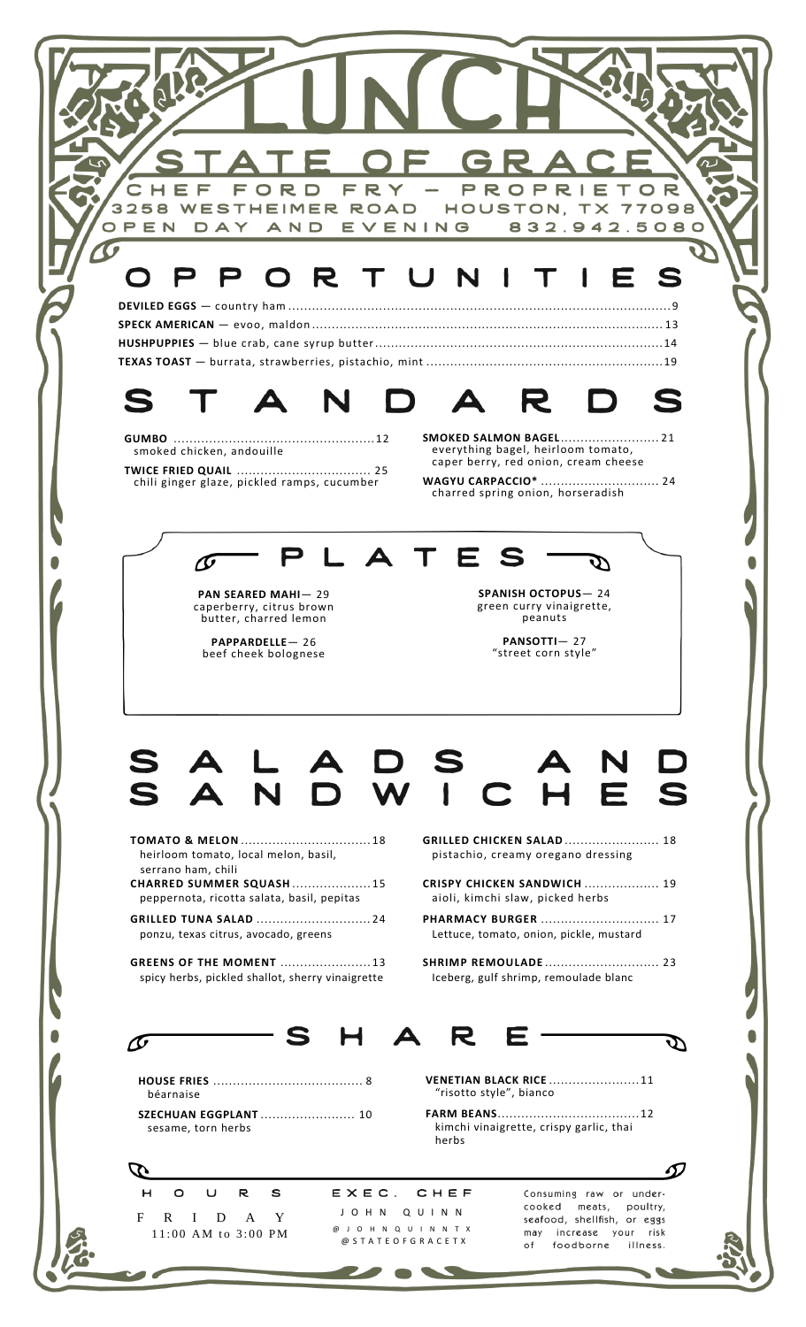# LUNCH

## STATE OF GRACE

CHEF FORD FRY – PROPRIETOR
3258 WESTHEIMER ROAD HOUSTON, TX 77098
OPEN DAY AND EVENING 832.942.5080

## OPPORTUNITIES

**DEVILED EGGS** — country ham ........ 9
**SPECK AMERICAN** — evoo, maldon ........ 13
**HUSHPUPPIES** — blue crab, cane syrup butter ........ 14
**TEXAS TOAST** — burrata, strawberries, pistachio, mint ........ 19

## STANDARDS

**GUMBO** ........ 12
smoked chicken, andouille

**TWICE FRIED QUAIL** ........ 25
chili ginger glaze, pickled ramps, cucumber

**SMOKED SALMON BAGEL** ........ 21
everything bagel, heirloom tomato, caper berry, red onion, cream cheese

**WAGYU CARPACCIO*** ........ 24
charred spring onion, horseradish

## PLATES

**PAN SEARED MAHI**— 29
caperberry, citrus brown butter, charred lemon

**PAPPARDELLE**— 26
beef cheek bolognese

**SPANISH OCTOPUS**— 24
green curry vinaigrette, peanuts

**PANSOTTI**— 27
"street corn style"

## SALADS AND SANDWICHES

**TOMATO & MELON** ........ 18
heirloom tomato, local melon, basil, serrano ham, chili

**CHARRED SUMMER SQUASH** ........ 15
peppernota, ricotta salata, basil, pepitas

**GRILLED TUNA SALAD** ........ 24
ponzu, texas citrus, avocado, greens

**GREENS OF THE MOMENT** ........ 13
spicy herbs, pickled shallot, sherry vinaigrette

**GRILLED CHICKEN SALAD** ........ 18
pistachio, creamy oregano dressing

**CRISPY CHICKEN SANDWICH** ........ 19
aioli, kimchi slaw, picked herbs

**PHARMACY BURGER** ........ 17
Lettuce, tomato, onion, pickle, mustard

**SHRIMP REMOULADE** ........ 23
Iceberg, gulf shrimp, remoulade blanc

## SHARE

**HOUSE FRIES** ........ 8
béarnaise

**SZECHUAN EGGPLANT** ........ 10
sesame, torn herbs

**VENETIAN BLACK RICE** ........ 11
"risotto style", bianco

**FARM BEANS** ........ 12
kimchi vinaigrette, crispy garlic, thai herbs

**HOURS**
FRIDAY
11:00 AM to 3:00 PM

**EXEC. CHEF**
JOHN QUINN
@JOHNQUINNTX
@STATEOFGRACETX

Consuming raw or undercooked meats, poultry, seafood, shellfish, or eggs may increase your risk of foodborne illness.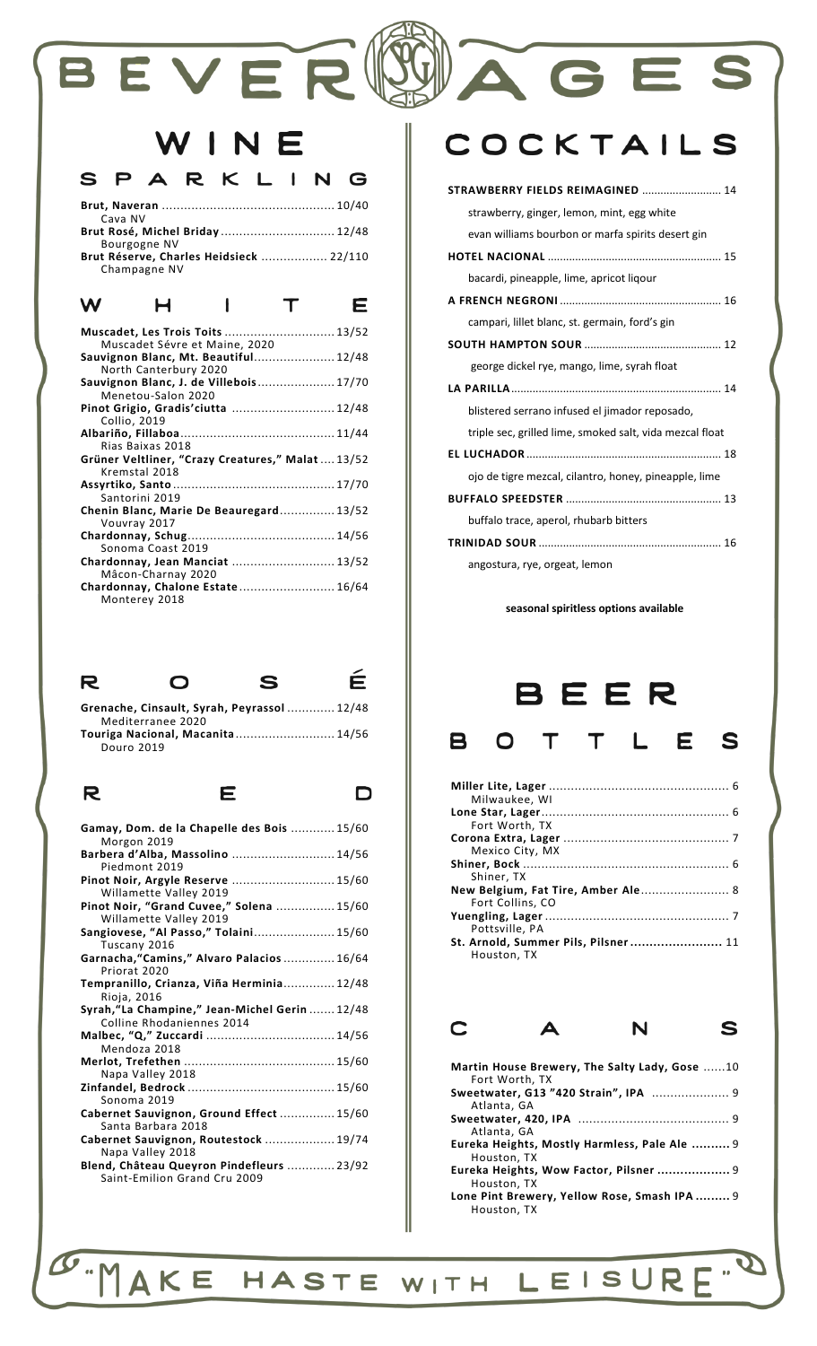# BEVERAGES

## WINE

### SPARKLING

**Brut, Naveran** ............................................. 10/40
Cava NV

**Brut Rosé, Michel Briday** ............................ 12/48
Bourgogne NV

**Brut Réserve, Charles Heidsieck** ................. 22/110
Champagne NV

### WHITE

**Muscadet, Les Trois Toits** ............................ 13/52
Muscadet Sévre et Maine, 2020

**Sauvignon Blanc, Mt. Beautiful** .................... 12/48
North Canterbury 2020

**Sauvignon Blanc, J. de Villebois** .................. 17/70
Menetou-Salon 2020

**Pinot Grigio, Gradis'ciutta** ......................... 12/48
Collio, 2019

**Albariño, Fillaboa** ....................................... 11/44
Rias Baixas 2018

**Grüner Veltliner, "Crazy Creatures," Malat** .... 13/52
Kremstal 2018

**Assyrtiko, Santo** ......................................... 17/70
Santorini 2019

**Chenin Blanc, Marie De Beauregard** ............. 13/52
Vouvray 2017

**Chardonnay, Schug** ...................................... 14/56
Sonoma Coast 2019

**Chardonnay, Jean Manciat** ........................... 13/52
Mâcon-Charnay 2020

**Chardonnay, Chalone Estate** ......................... 16/64
Monterey 2018

### ROSÉ

**Grenache, Cinsault, Syrah, Peyrassol** ............ 12/48
Mediterranee 2020

**Touriga Nacional, Macanita** .......................... 14/56
Douro 2019

### RED

**Gamay, Dom. de la Chapelle des Bois** ........... 15/60
Morgon 2019

**Barbera d'Alba, Massolino** ........................... 14/56
Piedmont 2019

**Pinot Noir, Argyle Reserve** ........................... 15/60
Willamette Valley 2019

**Pinot Noir, "Grand Cuvee," Solena** ............... 15/60
Willamette Valley 2019

**Sangiovese, "Al Passo," Tolaini** ..................... 15/60
Tuscany 2016

**Garnacha,"Camins," Alvaro Palacios** ............. 16/64
Priorat 2020

**Tempranillo, Crianza, Viña Herminia** ............. 12/48
Rioja, 2016

**Syrah,"La Champine," Jean-Michel Gerin** ....... 12/48
Colline Rhodaniennes 2014

**Malbec, "Q," Zuccardi** .................................. 14/56
Mendoza 2018

**Merlot, Trefethen** ........................................ 15/60
Napa Valley 2018

**Zinfandel, Bedrock** ....................................... 15/60
Sonoma 2019

**Cabernet Sauvignon, Ground Effect** .............. 15/60
Santa Barbara 2018

**Cabernet Sauvignon, Routestock** .................. 19/74
Napa Valley 2018

**Blend, Château Queyron Pindefleurs** ............. 23/92
Saint-Emilion Grand Cru 2009

## COCKTAILS

**STRAWBERRY FIELDS REIMAGINED** .......................... 14
strawberry, ginger, lemon, mint, egg white
evan williams bourbon or marfa spirits desert gin

**HOTEL NACIONAL** .......................................................... 15
bacardi, pineapple, lime, apricot liqour

**A FRENCH NEGRONI** ...................................................... 16
campari, lillet blanc, st. germain, ford's gin

**SOUTH HAMPTON SOUR** ............................................. 12
george dickel rye, mango, lime, syrah float

**LA PARILLA** .................................................................... 14
blistered serrano infused el jimador reposado,
triple sec, grilled lime, smoked salt, vida mezcal float

**EL LUCHADOR** ............................................................... 18
ojo de tigre mezcal, cilantro, honey, pineapple, lime

**BUFFALO SPEEDSTER** ................................................... 13
buffalo trace, aperol, rhubarb bitters

**TRINIDAD SOUR** ............................................................ 16
angostura, rye, orgeat, lemon

**seasonal spiritless options available**

## BEER

### BOTTLES

**Miller Lite, Lager** ................................................. 6
Milwaukee, WI

**Lone Star, Lager** ................................................... 6
Fort Worth, TX

**Corona Extra, Lager** ............................................. 7
Mexico City, MX

**Shiner, Bock** .......................................................... 6
Shiner, TX

**New Belgium, Fat Tire, Amber Ale** ........................ 8
Fort Collins, CO

**Yuengling, Lager** .................................................. 7
Pottsville, PA

**St. Arnold, Summer Pils, Pilsner** ........................ 11
Houston, TX

### CANS

**Martin House Brewery, The Salty Lady, Gose** ......10
Fort Worth, TX

**Sweetwater, G13 "420 Strain", IPA** ..................... 9
Atlanta, GA

**Sweetwater, 420, IPA** ......................................... 9
Atlanta, GA

**Eureka Heights, Mostly Harmless, Pale Ale** .......... 9
Houston, TX

**Eureka Heights, Wow Factor, Pilsner** ................... 9
Houston, TX

**Lone Pint Brewery, Yellow Rose, Smash IPA** ......... 9
Houston, TX

"MAKE HASTE WITH LEISURE"